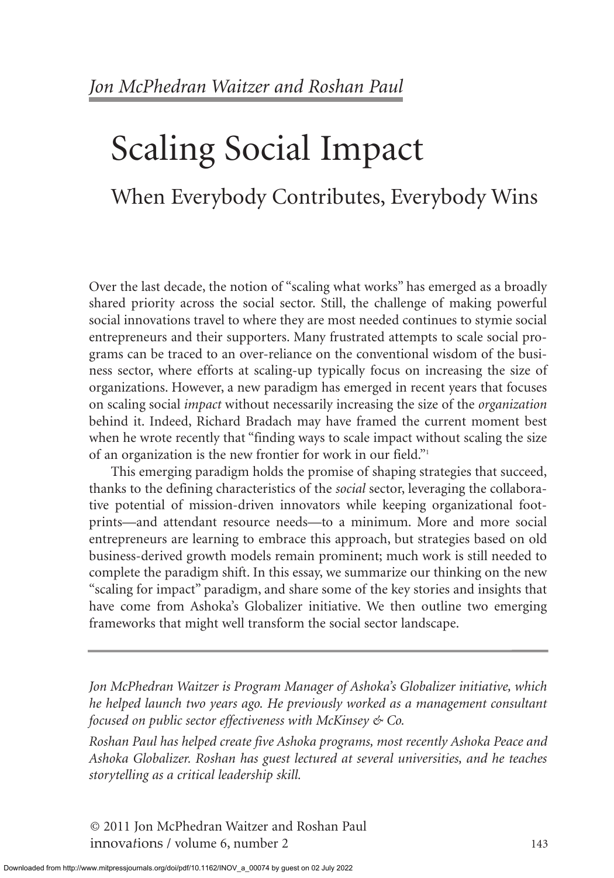*Jon McPhedran Waitzer and Roshan Paul*

# Scaling Social Impact

## When Everybody Contributes, Everybody Wins

Over the last decade, the notion of "scaling what works" has emerged as a broadly shared priority across the social sector. Still, the challenge of making powerful social innovations travel to where they are most needed continues to stymie social entrepreneurs and their supporters. Many frustrated attempts to scale social programs can be traced to an over-reliance on the conventional wisdom of the business sector, where efforts at scaling-up typically focus on increasing the size of organizations. However, a new paradigm has emerged in recent years that focuses on scaling social *impact* without necessarily increasing the size of the *organization* behind it. Indeed, Richard Bradach may have framed the current moment best when he wrote recently that "finding ways to scale impact without scaling the size of an organization is the new frontier for work in our field."[1]

This emerging paradigm holds the promise of shaping strategies that succeed, thanks to the defining characteristics of the *social* sector, leveraging the collaborative potential of mission-driven innovators while keeping organizational footprints—and attendant resource needs—to a minimum. More and more social entrepreneurs are learning to embrace this approach, but strategies based on old business-derived growth models remain prominent; much work is still needed to complete the paradigm shift. In this essay, we summarize our thinking on the new "scaling for impact" paradigm, and share some of the key stories and insights that have come from Ashoka's Globalizer initiative. We then outline two emerging frameworks that might well transform the social sector landscape.

---

*Jon McPhedran Waitzer is Program Manager of Ashoka's Globalizer initiative, which he helped launch two years ago. He previously worked as a management consultant focused on public sector effectiveness with McKinsey & Co.*

*Roshan Paul has helped create five Ashoka programs, most recently Ashoka Peace and Ashoka Globalizer. Roshan has guest lectured at several universities, and he teaches storytelling as a critical leadership skill.*

© 2011 Jon McPhedran Waitzer and Roshan Paul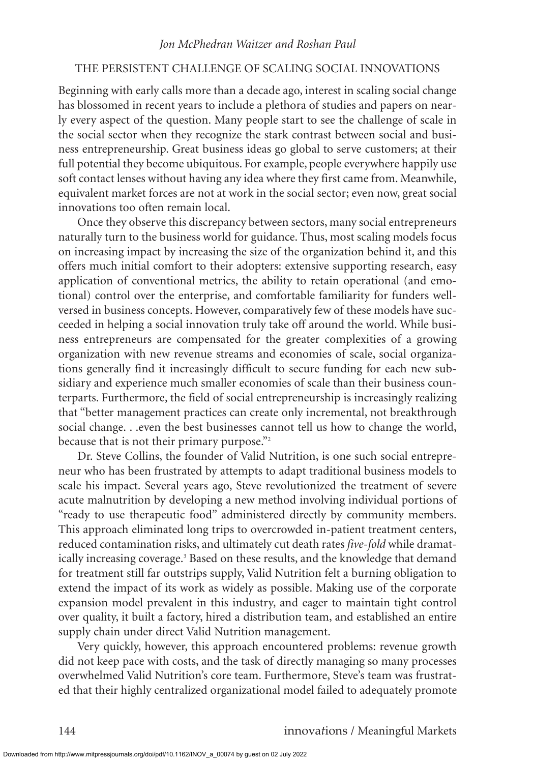## THE PERSISTENT CHALLENGE OF SCALING SOCIAL INNOVATIONS

Beginning with early calls more than a decade ago, interest in scaling social change has blossomed in recent years to include a plethora of studies and papers on nearly every aspect of the question. Many people start to see the challenge of scale in the social sector when they recognize the stark contrast between social and business entrepreneurship. Great business ideas go global to serve customers; at their full potential they become ubiquitous. For example, people everywhere happily use soft contact lenses without having any idea where they first came from. Meanwhile, equivalent market forces are not at work in the social sector; even now, great social innovations too often remain local.

Once they observe this discrepancy between sectors, many social entrepreneurs naturally turn to the business world for guidance. Thus, most scaling models focus on increasing impact by increasing the size of the organization behind it, and this offers much initial comfort to their adopters: extensive supporting research, easy application of conventional metrics, the ability to retain operational (and emotional) control over the enterprise, and comfortable familiarity for funders well-versed in business concepts. However, comparatively few of these models have succeeded in helping a social innovation truly take off around the world. While business entrepreneurs are compensated for the greater complexities of a growing organization with new revenue streams and economies of scale, social organizations generally find it increasingly difficult to secure funding for each new subsidiary and experience much smaller economies of scale than their business counterparts. Furthermore, the field of social entrepreneurship is increasingly realizing that "better management practices can create only incremental, not breakthrough social change. . .even the best businesses cannot tell us how to change the world, because that is not their primary purpose."[2]

Dr. Steve Collins, the founder of Valid Nutrition, is one such social entrepreneur who has been frustrated by attempts to adapt traditional business models to scale his impact. Several years ago, Steve revolutionized the treatment of severe acute malnutrition by developing a new method involving individual portions of "ready to use therapeutic food" administered directly by community members. This approach eliminated long trips to overcrowded in-patient treatment centers, reduced contamination risks, and ultimately cut death rates *five-fold* while dramatically increasing coverage.[3] Based on these results, and the knowledge that demand for treatment still far outstrips supply, Valid Nutrition felt a burning obligation to extend the impact of its work as widely as possible. Making use of the corporate expansion model prevalent in this industry, and eager to maintain tight control over quality, it built a factory, hired a distribution team, and established an entire supply chain under direct Valid Nutrition management.

Very quickly, however, this approach encountered problems: revenue growth did not keep pace with costs, and the task of directly managing so many processes overwhelmed Valid Nutrition's core team. Furthermore, Steve's team was frustrated that their highly centralized organizational model failed to adequately promote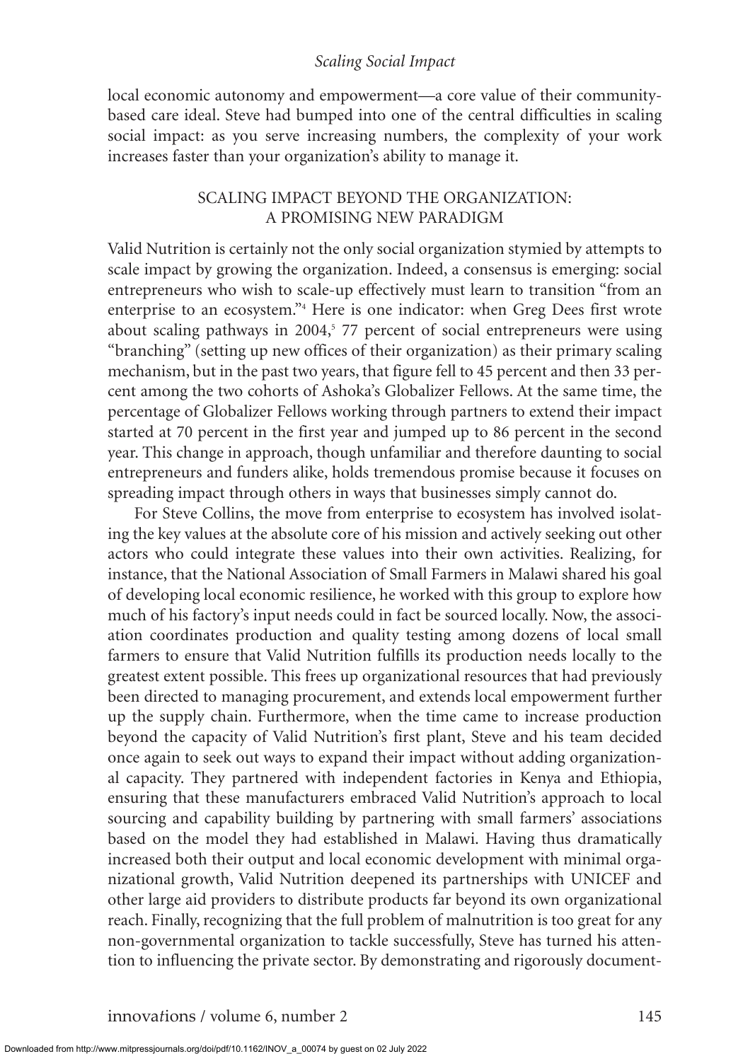local economic autonomy and empowerment—a core value of their community-based care ideal. Steve had bumped into one of the central difficulties in scaling social impact: as you serve increasing numbers, the complexity of your work increases faster than your organization's ability to manage it.

## SCALING IMPACT BEYOND THE ORGANIZATION: A PROMISING NEW PARADIGM

Valid Nutrition is certainly not the only social organization stymied by attempts to scale impact by growing the organization. Indeed, a consensus is emerging: social entrepreneurs who wish to scale-up effectively must learn to transition "from an enterprise to an ecosystem."[4] Here is one indicator: when Greg Dees first wrote about scaling pathways in 2004,[5] 77 percent of social entrepreneurs were using "branching" (setting up new offices of their organization) as their primary scaling mechanism, but in the past two years, that figure fell to 45 percent and then 33 percent among the two cohorts of Ashoka's Globalizer Fellows. At the same time, the percentage of Globalizer Fellows working through partners to extend their impact started at 70 percent in the first year and jumped up to 86 percent in the second year. This change in approach, though unfamiliar and therefore daunting to social entrepreneurs and funders alike, holds tremendous promise because it focuses on spreading impact through others in ways that businesses simply cannot do.

For Steve Collins, the move from enterprise to ecosystem has involved isolating the key values at the absolute core of his mission and actively seeking out other actors who could integrate these values into their own activities. Realizing, for instance, that the National Association of Small Farmers in Malawi shared his goal of developing local economic resilience, he worked with this group to explore how much of his factory's input needs could in fact be sourced locally. Now, the association coordinates production and quality testing among dozens of local small farmers to ensure that Valid Nutrition fulfills its production needs locally to the greatest extent possible. This frees up organizational resources that had previously been directed to managing procurement, and extends local empowerment further up the supply chain. Furthermore, when the time came to increase production beyond the capacity of Valid Nutrition's first plant, Steve and his team decided once again to seek out ways to expand their impact without adding organizational capacity. They partnered with independent factories in Kenya and Ethiopia, ensuring that these manufacturers embraced Valid Nutrition's approach to local sourcing and capability building by partnering with small farmers' associations based on the model they had established in Malawi. Having thus dramatically increased both their output and local economic development with minimal organizational growth, Valid Nutrition deepened its partnerships with UNICEF and other large aid providers to distribute products far beyond its own organizational reach. Finally, recognizing that the full problem of malnutrition is too great for any non-governmental organization to tackle successfully, Steve has turned his attention to influencing the private sector. By demonstrating and rigorously document-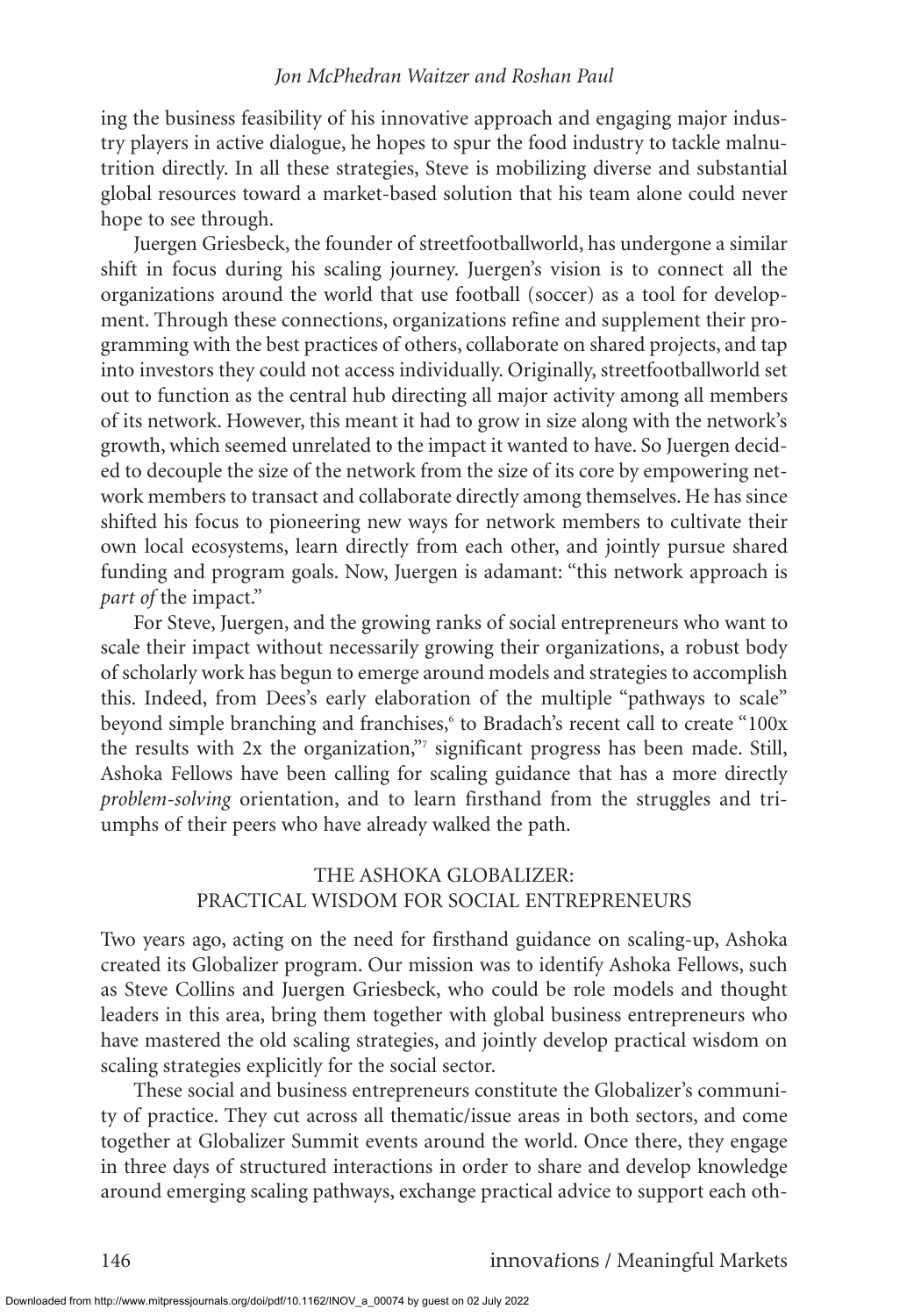ing the business feasibility of his innovative approach and engaging major industry players in active dialogue, he hopes to spur the food industry to tackle malnutrition directly. In all these strategies, Steve is mobilizing diverse and substantial global resources toward a market-based solution that his team alone could never hope to see through.

Juergen Griesbeck, the founder of streetfootballworld, has undergone a similar shift in focus during his scaling journey. Juergen's vision is to connect all the organizations around the world that use football (soccer) as a tool for development. Through these connections, organizations refine and supplement their programming with the best practices of others, collaborate on shared projects, and tap into investors they could not access individually. Originally, streetfootballworld set out to function as the central hub directing all major activity among all members of its network. However, this meant it had to grow in size along with the network's growth, which seemed unrelated to the impact it wanted to have. So Juergen decided to decouple the size of the network from the size of its core by empowering network members to transact and collaborate directly among themselves. He has since shifted his focus to pioneering new ways for network members to cultivate their own local ecosystems, learn directly from each other, and jointly pursue shared funding and program goals. Now, Juergen is adamant: "this network approach is *part of* the impact."

For Steve, Juergen, and the growing ranks of social entrepreneurs who want to scale their impact without necessarily growing their organizations, a robust body of scholarly work has begun to emerge around models and strategies to accomplish this. Indeed, from Dees's early elaboration of the multiple "pathways to scale" beyond simple branching and franchises,[6] to Bradach's recent call to create "100x the results with 2x the organization,"[7] significant progress has been made. Still, Ashoka Fellows have been calling for scaling guidance that has a more directly *problem-solving* orientation, and to learn firsthand from the struggles and triumphs of their peers who have already walked the path.

## THE ASHOKA GLOBALIZER: PRACTICAL WISDOM FOR SOCIAL ENTREPRENEURS

Two years ago, acting on the need for firsthand guidance on scaling-up, Ashoka created its Globalizer program. Our mission was to identify Ashoka Fellows, such as Steve Collins and Juergen Griesbeck, who could be role models and thought leaders in this area, bring them together with global business entrepreneurs who have mastered the old scaling strategies, and jointly develop practical wisdom on scaling strategies explicitly for the social sector.

These social and business entrepreneurs constitute the Globalizer's community of practice. They cut across all thematic/issue areas in both sectors, and come together at Globalizer Summit events around the world. Once there, they engage in three days of structured interactions in order to share and develop knowledge around emerging scaling pathways, exchange practical advice to support each oth-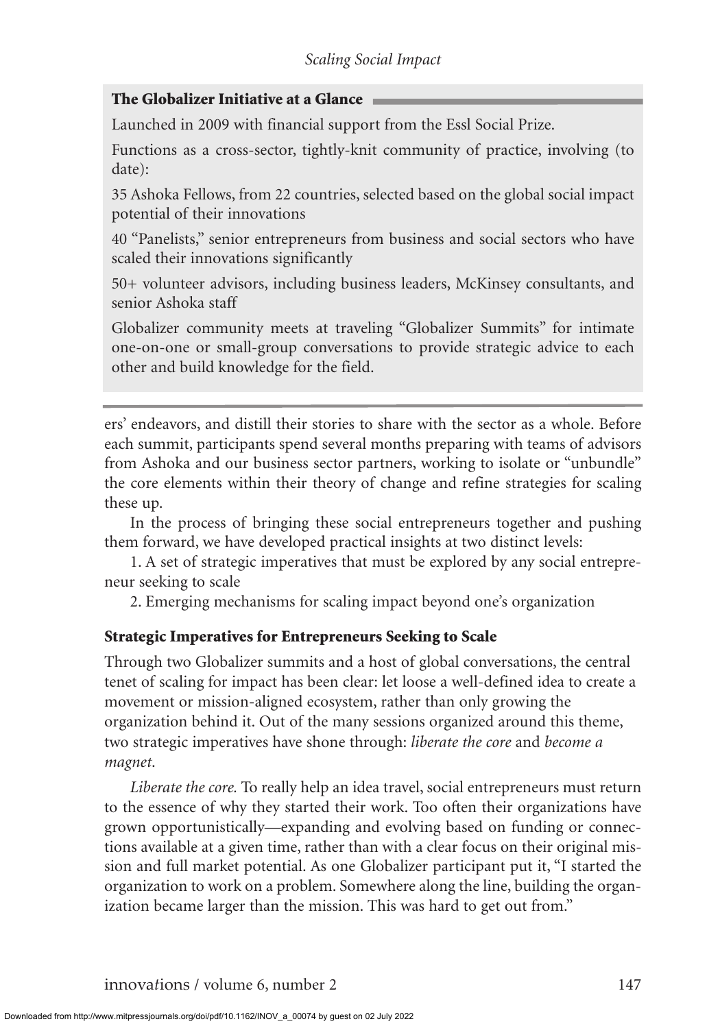### The Globalizer Initiative at a Glance

Launched in 2009 with financial support from the Essl Social Prize.

Functions as a cross-sector, tightly-knit community of practice, involving (to date):

35 Ashoka Fellows, from 22 countries, selected based on the global social impact potential of their innovations

40 "Panelists," senior entrepreneurs from business and social sectors who have scaled their innovations significantly

50+ volunteer advisors, including business leaders, McKinsey consultants, and senior Ashoka staff

Globalizer community meets at traveling "Globalizer Summits" for intimate one-on-one or small-group conversations to provide strategic advice to each other and build knowledge for the field.

---

ers' endeavors, and distill their stories to share with the sector as a whole. Before each summit, participants spend several months preparing with teams of advisors from Ashoka and our business sector partners, working to isolate or "unbundle" the core elements within their theory of change and refine strategies for scaling these up.

In the process of bringing these social entrepreneurs together and pushing them forward, we have developed practical insights at two distinct levels:

1. A set of strategic imperatives that must be explored by any social entrepreneur seeking to scale
2. Emerging mechanisms for scaling impact beyond one's organization

## Strategic Imperatives for Entrepreneurs Seeking to Scale

Through two Globalizer summits and a host of global conversations, the central tenet of scaling for impact has been clear: let loose a well-defined idea to create a movement or mission-aligned ecosystem, rather than only growing the organization behind it. Out of the many sessions organized around this theme, two strategic imperatives have shone through: *liberate the core* and *become a magnet*.

*Liberate the core.* To really help an idea travel, social entrepreneurs must return to the essence of why they started their work. Too often their organizations have grown opportunistically—expanding and evolving based on funding or connections available at a given time, rather than with a clear focus on their original mission and full market potential. As one Globalizer participant put it, "I started the organization to work on a problem. Somewhere along the line, building the organization became larger than the mission. This was hard to get out from."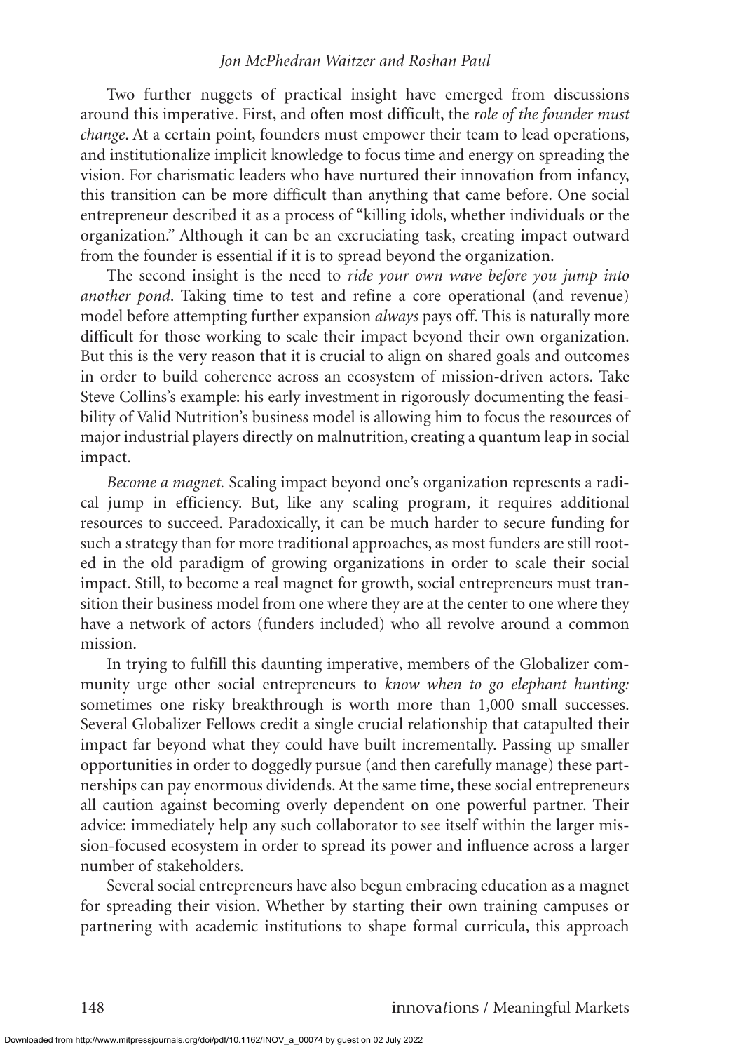Two further nuggets of practical insight have emerged from discussions around this imperative. First, and often most difficult, the *role of the founder must change*. At a certain point, founders must empower their team to lead operations, and institutionalize implicit knowledge to focus time and energy on spreading the vision. For charismatic leaders who have nurtured their innovation from infancy, this transition can be more difficult than anything that came before. One social entrepreneur described it as a process of "killing idols, whether individuals or the organization." Although it can be an excruciating task, creating impact outward from the founder is essential if it is to spread beyond the organization.

The second insight is the need to *ride your own wave before you jump into another pond*. Taking time to test and refine a core operational (and revenue) model before attempting further expansion *always* pays off. This is naturally more difficult for those working to scale their impact beyond their own organization. But this is the very reason that it is crucial to align on shared goals and outcomes in order to build coherence across an ecosystem of mission-driven actors. Take Steve Collins's example: his early investment in rigorously documenting the feasibility of Valid Nutrition's business model is allowing him to focus the resources of major industrial players directly on malnutrition, creating a quantum leap in social impact.

*Become a magnet.* Scaling impact beyond one's organization represents a radical jump in efficiency. But, like any scaling program, it requires additional resources to succeed. Paradoxically, it can be much harder to secure funding for such a strategy than for more traditional approaches, as most funders are still rooted in the old paradigm of growing organizations in order to scale their social impact. Still, to become a real magnet for growth, social entrepreneurs must transition their business model from one where they are at the center to one where they have a network of actors (funders included) who all revolve around a common mission.

In trying to fulfill this daunting imperative, members of the Globalizer community urge other social entrepreneurs to *know when to go elephant hunting:* sometimes one risky breakthrough is worth more than 1,000 small successes. Several Globalizer Fellows credit a single crucial relationship that catapulted their impact far beyond what they could have built incrementally. Passing up smaller opportunities in order to doggedly pursue (and then carefully manage) these partnerships can pay enormous dividends. At the same time, these social entrepreneurs all caution against becoming overly dependent on one powerful partner. Their advice: immediately help any such collaborator to see itself within the larger mission-focused ecosystem in order to spread its power and influence across a larger number of stakeholders.

Several social entrepreneurs have also begun embracing education as a magnet for spreading their vision. Whether by starting their own training campuses or partnering with academic institutions to shape formal curricula, this approach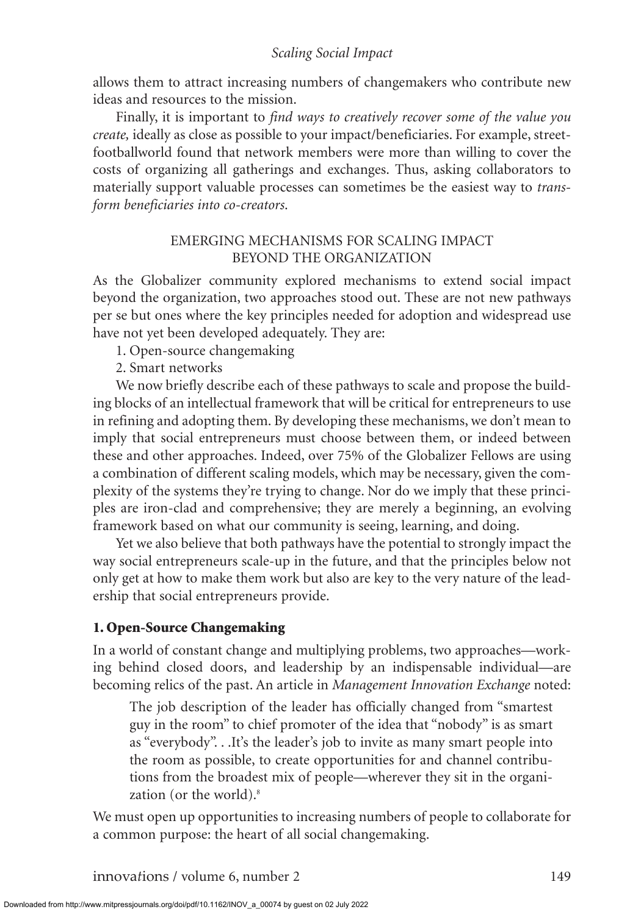allows them to attract increasing numbers of changemakers who contribute new ideas and resources to the mission.

Finally, it is important to *find ways to creatively recover some of the value you create,* ideally as close as possible to your impact/beneficiaries. For example, streetfootballworld found that network members were more than willing to cover the costs of organizing all gatherings and exchanges. Thus, asking collaborators to materially support valuable processes can sometimes be the easiest way to *transform beneficiaries into co-creators.*

## EMERGING MECHANISMS FOR SCALING IMPACT BEYOND THE ORGANIZATION

As the Globalizer community explored mechanisms to extend social impact beyond the organization, two approaches stood out. These are not new pathways per se but ones where the key principles needed for adoption and widespread use have not yet been developed adequately. They are:

1. Open-source changemaking
2. Smart networks

We now briefly describe each of these pathways to scale and propose the building blocks of an intellectual framework that will be critical for entrepreneurs to use in refining and adopting them. By developing these mechanisms, we don't mean to imply that social entrepreneurs must choose between them, or indeed between these and other approaches. Indeed, over 75% of the Globalizer Fellows are using a combination of different scaling models, which may be necessary, given the complexity of the systems they're trying to change. Nor do we imply that these principles are iron-clad and comprehensive; they are merely a beginning, an evolving framework based on what our community is seeing, learning, and doing.

Yet we also believe that both pathways have the potential to strongly impact the way social entrepreneurs scale-up in the future, and that the principles below not only get at how to make them work but also are key to the very nature of the leadership that social entrepreneurs provide.

### 1. Open-Source Changemaking

In a world of constant change and multiplying problems, two approaches—working behind closed doors, and leadership by an indispensable individual—are becoming relics of the past. An article in *Management Innovation Exchange* noted:

> The job description of the leader has officially changed from "smartest guy in the room" to chief promoter of the idea that "nobody" is as smart as "everybody". . .It's the leader's job to invite as many smart people into the room as possible, to create opportunities for and channel contributions from the broadest mix of people—wherever they sit in the organization (or the world).[8]

We must open up opportunities to increasing numbers of people to collaborate for a common purpose: the heart of all social changemaking.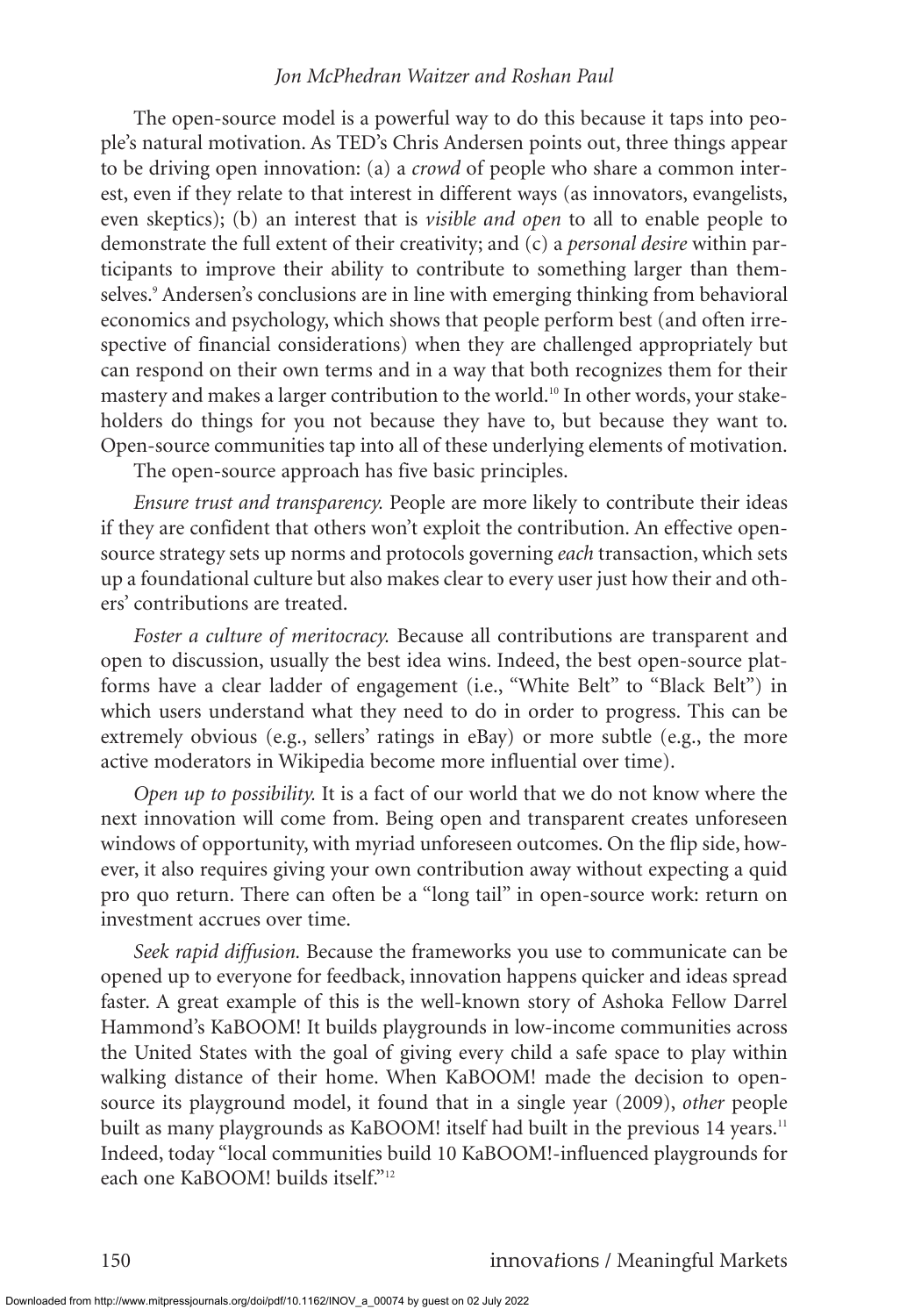The open-source model is a powerful way to do this because it taps into people's natural motivation. As TED's Chris Andersen points out, three things appear to be driving open innovation: (a) a *crowd* of people who share a common interest, even if they relate to that interest in different ways (as innovators, evangelists, even skeptics); (b) an interest that is *visible and open* to all to enable people to demonstrate the full extent of their creativity; and (c) a *personal desire* within participants to improve their ability to contribute to something larger than themselves.[9] Andersen's conclusions are in line with emerging thinking from behavioral economics and psychology, which shows that people perform best (and often irrespective of financial considerations) when they are challenged appropriately but can respond on their own terms and in a way that both recognizes them for their mastery and makes a larger contribution to the world.[10] In other words, your stakeholders do things for you not because they have to, but because they want to. Open-source communities tap into all of these underlying elements of motivation.

The open-source approach has five basic principles.

*Ensure trust and transparency.* People are more likely to contribute their ideas if they are confident that others won't exploit the contribution. An effective open-source strategy sets up norms and protocols governing *each* transaction, which sets up a foundational culture but also makes clear to every user just how their and others' contributions are treated.

*Foster a culture of meritocracy.* Because all contributions are transparent and open to discussion, usually the best idea wins. Indeed, the best open-source platforms have a clear ladder of engagement (i.e., "White Belt" to "Black Belt") in which users understand what they need to do in order to progress. This can be extremely obvious (e.g., sellers' ratings in eBay) or more subtle (e.g., the more active moderators in Wikipedia become more influential over time).

*Open up to possibility.* It is a fact of our world that we do not know where the next innovation will come from. Being open and transparent creates unforeseen windows of opportunity, with myriad unforeseen outcomes. On the flip side, however, it also requires giving your own contribution away without expecting a quid pro quo return. There can often be a "long tail" in open-source work: return on investment accrues over time.

*Seek rapid diffusion.* Because the frameworks you use to communicate can be opened up to everyone for feedback, innovation happens quicker and ideas spread faster. A great example of this is the well-known story of Ashoka Fellow Darrel Hammond's KaBOOM! It builds playgrounds in low-income communities across the United States with the goal of giving every child a safe space to play within walking distance of their home. When KaBOOM! made the decision to open-source its playground model, it found that in a single year (2009), *other* people built as many playgrounds as KaBOOM! itself had built in the previous 14 years.[11] Indeed, today "local communities build 10 KaBOOM!-influenced playgrounds for each one KaBOOM! builds itself."[12]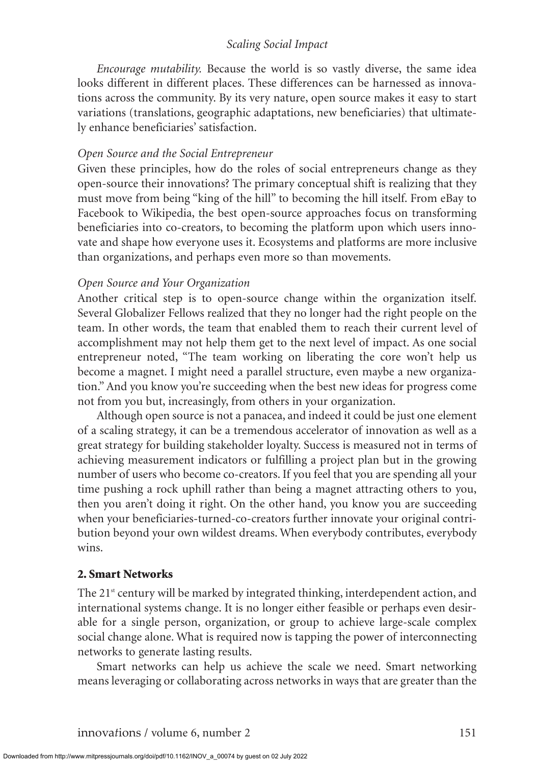*Encourage mutability.* Because the world is so vastly diverse, the same idea looks different in different places. These differences can be harnessed as innovations across the community. By its very nature, open source makes it easy to start variations (translations, geographic adaptations, new beneficiaries) that ultimately enhance beneficiaries' satisfaction.

*Open Source and the Social Entrepreneur*

Given these principles, how do the roles of social entrepreneurs change as they open-source their innovations? The primary conceptual shift is realizing that they must move from being "king of the hill" to becoming the hill itself. From eBay to Facebook to Wikipedia, the best open-source approaches focus on transforming beneficiaries into co-creators, to becoming the platform upon which users innovate and shape how everyone uses it. Ecosystems and platforms are more inclusive than organizations, and perhaps even more so than movements.

*Open Source and Your Organization*

Another critical step is to open-source change within the organization itself. Several Globalizer Fellows realized that they no longer had the right people on the team. In other words, the team that enabled them to reach their current level of accomplishment may not help them get to the next level of impact. As one social entrepreneur noted, "The team working on liberating the core won't help us become a magnet. I might need a parallel structure, even maybe a new organization." And you know you're succeeding when the best new ideas for progress come not from you but, increasingly, from others in your organization.

Although open source is not a panacea, and indeed it could be just one element of a scaling strategy, it can be a tremendous accelerator of innovation as well as a great strategy for building stakeholder loyalty. Success is measured not in terms of achieving measurement indicators or fulfilling a project plan but in the growing number of users who become co-creators. If you feel that you are spending all your time pushing a rock uphill rather than being a magnet attracting others to you, then you aren't doing it right. On the other hand, you know you are succeeding when your beneficiaries-turned-co-creators further innovate your original contribution beyond your own wildest dreams. When everybody contributes, everybody wins.

### 2. Smart Networks

The 21st century will be marked by integrated thinking, interdependent action, and international systems change. It is no longer either feasible or perhaps even desirable for a single person, organization, or group to achieve large-scale complex social change alone. What is required now is tapping the power of interconnecting networks to generate lasting results.

Smart networks can help us achieve the scale we need. Smart networking means leveraging or collaborating across networks in ways that are greater than the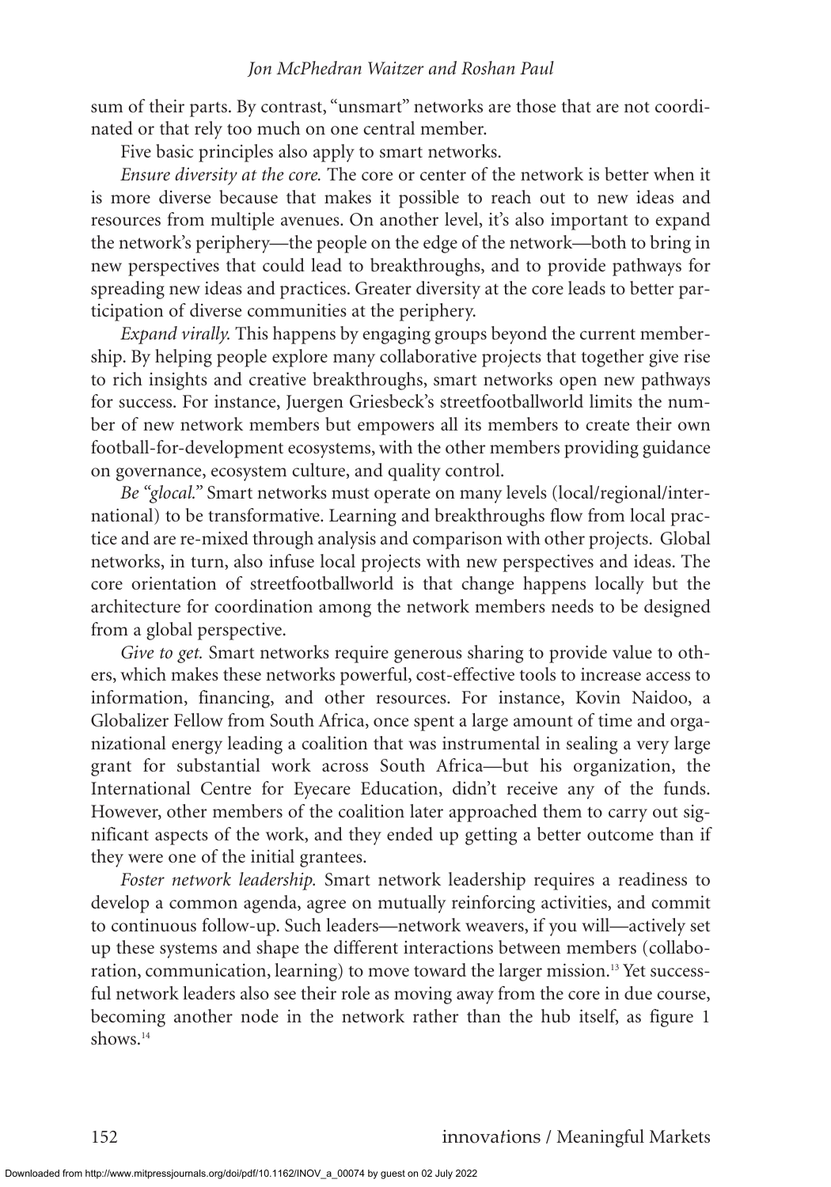sum of their parts. By contrast, "unsmart" networks are those that are not coordinated or that rely too much on one central member.

Five basic principles also apply to smart networks.

*Ensure diversity at the core.* The core or center of the network is better when it is more diverse because that makes it possible to reach out to new ideas and resources from multiple avenues. On another level, it's also important to expand the network's periphery—the people on the edge of the network—both to bring in new perspectives that could lead to breakthroughs, and to provide pathways for spreading new ideas and practices. Greater diversity at the core leads to better participation of diverse communities at the periphery.

*Expand virally.* This happens by engaging groups beyond the current membership. By helping people explore many collaborative projects that together give rise to rich insights and creative breakthroughs, smart networks open new pathways for success. For instance, Juergen Griesbeck's streetfootballworld limits the number of new network members but empowers all its members to create their own football-for-development ecosystems, with the other members providing guidance on governance, ecosystem culture, and quality control.

*Be "glocal."* Smart networks must operate on many levels (local/regional/international) to be transformative. Learning and breakthroughs flow from local practice and are re-mixed through analysis and comparison with other projects. Global networks, in turn, also infuse local projects with new perspectives and ideas. The core orientation of streetfootballworld is that change happens locally but the architecture for coordination among the network members needs to be designed from a global perspective.

*Give to get.* Smart networks require generous sharing to provide value to others, which makes these networks powerful, cost-effective tools to increase access to information, financing, and other resources. For instance, Kovin Naidoo, a Globalizer Fellow from South Africa, once spent a large amount of time and organizational energy leading a coalition that was instrumental in sealing a very large grant for substantial work across South Africa—but his organization, the International Centre for Eyecare Education, didn't receive any of the funds. However, other members of the coalition later approached them to carry out significant aspects of the work, and they ended up getting a better outcome than if they were one of the initial grantees.

*Foster network leadership.* Smart network leadership requires a readiness to develop a common agenda, agree on mutually reinforcing activities, and commit to continuous follow-up. Such leaders—network weavers, if you will—actively set up these systems and shape the different interactions between members (collaboration, communication, learning) to move toward the larger mission.[13] Yet successful network leaders also see their role as moving away from the core in due course, becoming another node in the network rather than the hub itself, as figure 1 shows.[14]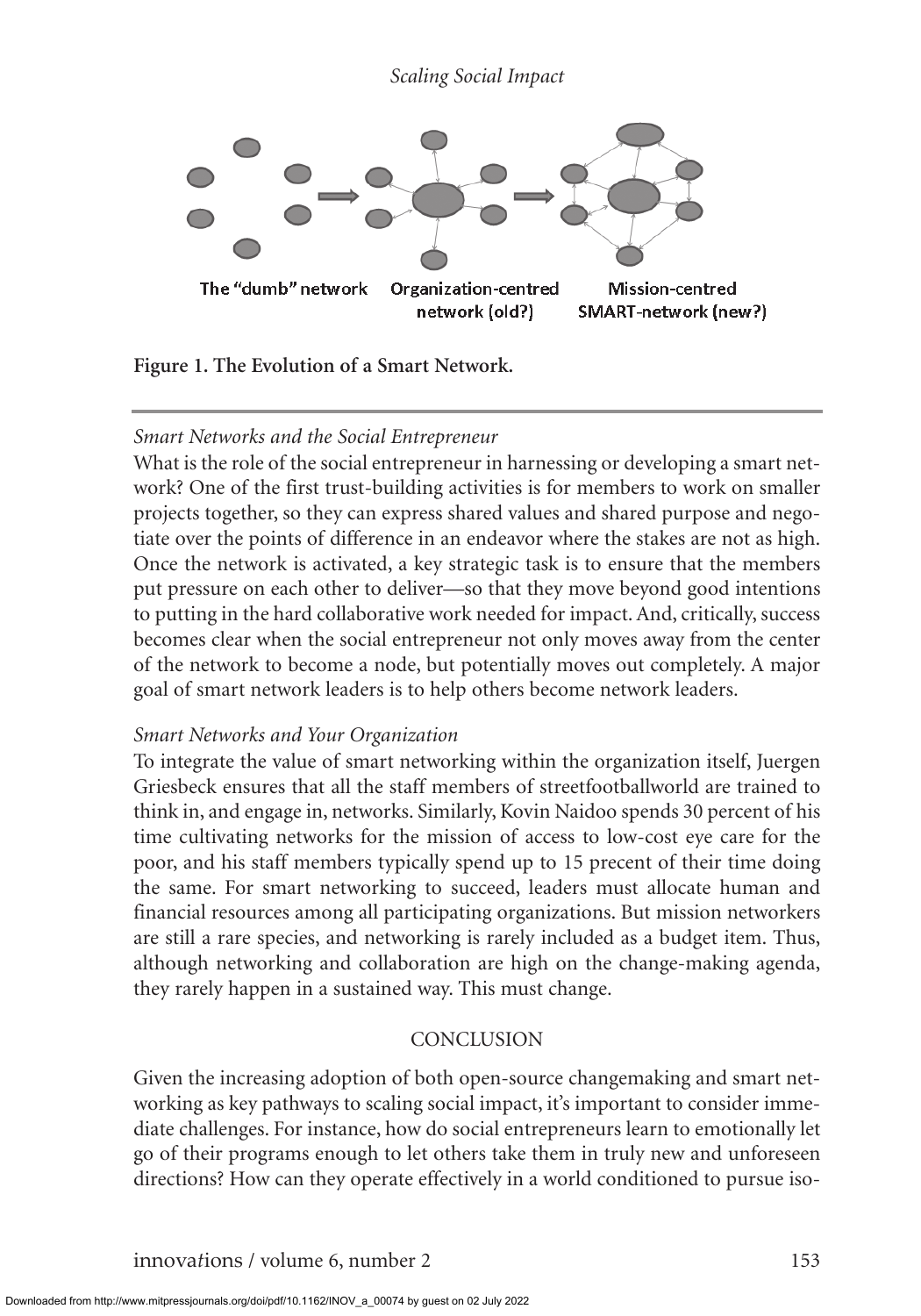The "dumb" network | Organization-centred network (old?) | Mission-centred SMART-network (new?)

**Figure 1. The Evolution of a Smart Network.**

*Smart Networks and the Social Entrepreneur*

What is the role of the social entrepreneur in harnessing or developing a smart network? One of the first trust-building activities is for members to work on smaller projects together, so they can express shared values and shared purpose and negotiate over the points of difference in an endeavor where the stakes are not as high. Once the network is activated, a key strategic task is to ensure that the members put pressure on each other to deliver—so that they move beyond good intentions to putting in the hard collaborative work needed for impact. And, critically, success becomes clear when the social entrepreneur not only moves away from the center of the network to become a node, but potentially moves out completely. A major goal of smart network leaders is to help others become network leaders.

*Smart Networks and Your Organization*

To integrate the value of smart networking within the organization itself, Juergen Griesbeck ensures that all the staff members of streetfootballworld are trained to think in, and engage in, networks. Similarly, Kovin Naidoo spends 30 percent of his time cultivating networks for the mission of access to low-cost eye care for the poor, and his staff members typically spend up to 15 precent of their time doing the same. For smart networking to succeed, leaders must allocate human and financial resources among all participating organizations. But mission networkers are still a rare species, and networking is rarely included as a budget item. Thus, although networking and collaboration are high on the change-making agenda, they rarely happen in a sustained way. This must change.

## CONCLUSION

Given the increasing adoption of both open-source changemaking and smart networking as key pathways to scaling social impact, it's important to consider immediate challenges. For instance, how do social entrepreneurs learn to emotionally let go of their programs enough to let others take them in truly new and unforeseen directions? How can they operate effectively in a world conditioned to pursue iso-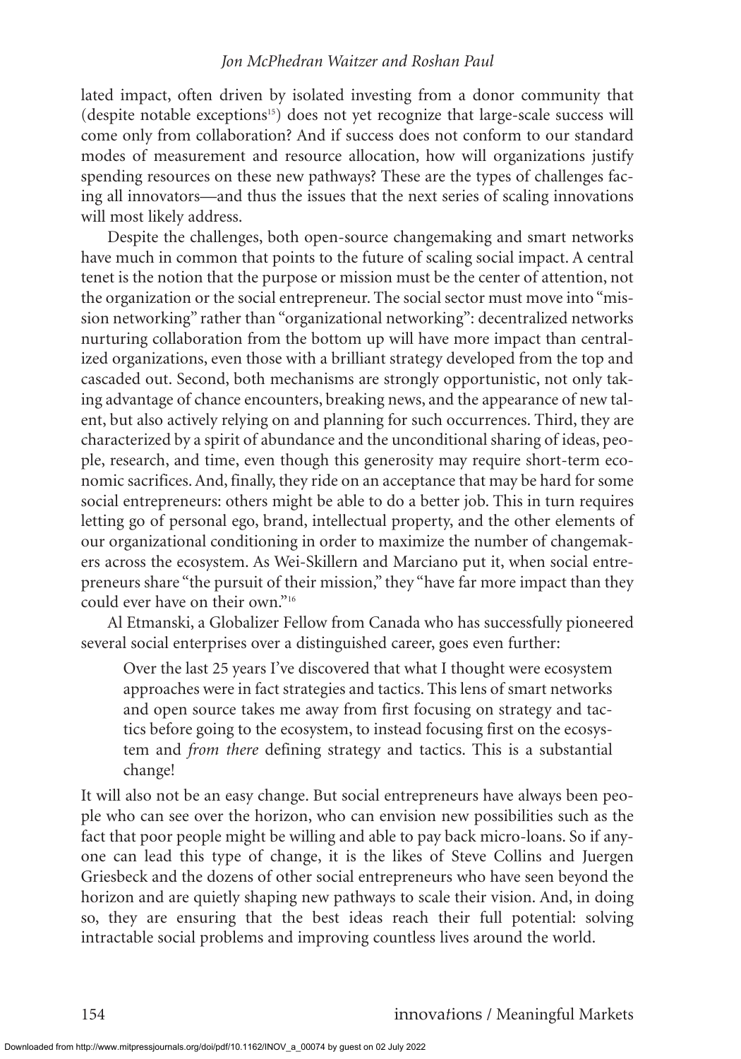lated impact, often driven by isolated investing from a donor community that (despite notable exceptions[15]) does not yet recognize that large-scale success will come only from collaboration? And if success does not conform to our standard modes of measurement and resource allocation, how will organizations justify spending resources on these new pathways? These are the types of challenges facing all innovators—and thus the issues that the next series of scaling innovations will most likely address.

Despite the challenges, both open-source changemaking and smart networks have much in common that points to the future of scaling social impact. A central tenet is the notion that the purpose or mission must be the center of attention, not the organization or the social entrepreneur. The social sector must move into "mission networking" rather than "organizational networking": decentralized networks nurturing collaboration from the bottom up will have more impact than centralized organizations, even those with a brilliant strategy developed from the top and cascaded out. Second, both mechanisms are strongly opportunistic, not only taking advantage of chance encounters, breaking news, and the appearance of new talent, but also actively relying on and planning for such occurrences. Third, they are characterized by a spirit of abundance and the unconditional sharing of ideas, people, research, and time, even though this generosity may require short-term economic sacrifices. And, finally, they ride on an acceptance that may be hard for some social entrepreneurs: others might be able to do a better job. This in turn requires letting go of personal ego, brand, intellectual property, and the other elements of our organizational conditioning in order to maximize the number of changemakers across the ecosystem. As Wei-Skillern and Marciano put it, when social entrepreneurs share "the pursuit of their mission," they "have far more impact than they could ever have on their own."[16]

Al Etmanski, a Globalizer Fellow from Canada who has successfully pioneered several social enterprises over a distinguished career, goes even further:

> Over the last 25 years I've discovered that what I thought were ecosystem approaches were in fact strategies and tactics. This lens of smart networks and open source takes me away from first focusing on strategy and tactics before going to the ecosystem, to instead focusing first on the ecosystem and *from there* defining strategy and tactics. This is a substantial change!

It will also not be an easy change. But social entrepreneurs have always been people who can see over the horizon, who can envision new possibilities such as the fact that poor people might be willing and able to pay back micro-loans. So if anyone can lead this type of change, it is the likes of Steve Collins and Juergen Griesbeck and the dozens of other social entrepreneurs who have seen beyond the horizon and are quietly shaping new pathways to scale their vision. And, in doing so, they are ensuring that the best ideas reach their full potential: solving intractable social problems and improving countless lives around the world.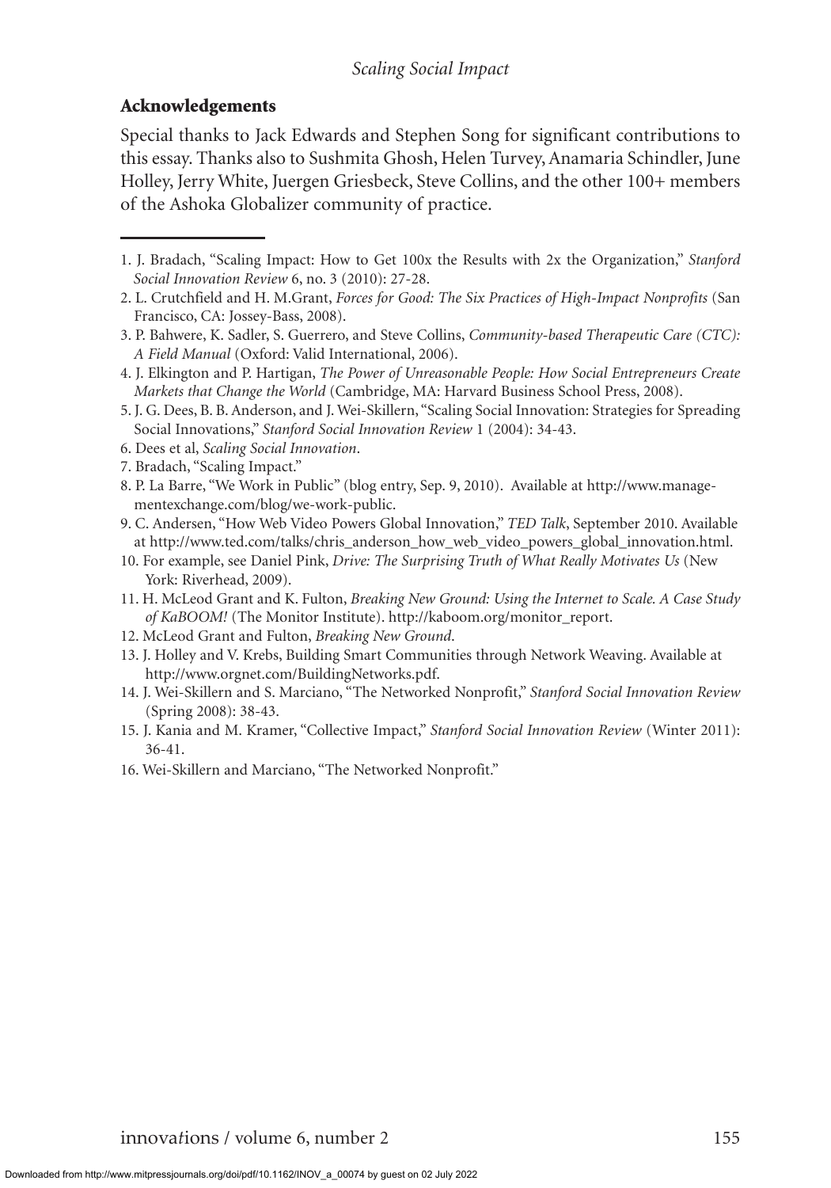## Acknowledgements

Special thanks to Jack Edwards and Stephen Song for significant contributions to this essay. Thanks also to Sushmita Ghosh, Helen Turvey, Anamaria Schindler, June Holley, Jerry White, Juergen Griesbeck, Steve Collins, and the other 100+ members of the Ashoka Globalizer community of practice.

---

1. J. Bradach, "Scaling Impact: How to Get 100x the Results with 2x the Organization," *Stanford Social Innovation Review* 6, no. 3 (2010): 27-28.
2. L. Crutchfield and H. M.Grant, *Forces for Good: The Six Practices of High-Impact Nonprofits* (San Francisco, CA: Jossey-Bass, 2008).
3. P. Bahwere, K. Sadler, S. Guerrero, and Steve Collins, *Community-based Therapeutic Care (CTC): A Field Manual* (Oxford: Valid International, 2006).
4. J. Elkington and P. Hartigan, *The Power of Unreasonable People: How Social Entrepreneurs Create Markets that Change the World* (Cambridge, MA: Harvard Business School Press, 2008).
5. J. G. Dees, B. B. Anderson, and J. Wei-Skillern, "Scaling Social Innovation: Strategies for Spreading Social Innovations," *Stanford Social Innovation Review* 1 (2004): 34-43.
6. Dees et al, *Scaling Social Innovation*.
7. Bradach, "Scaling Impact."
8. P. La Barre, "We Work in Public" (blog entry, Sep. 9, 2010). Available at http://www.managementexchange.com/blog/we-work-public.
9. C. Andersen, "How Web Video Powers Global Innovation," *TED Talk*, September 2010. Available at http://www.ted.com/talks/chris_anderson_how_web_video_powers_global_innovation.html.
10. For example, see Daniel Pink, *Drive: The Surprising Truth of What Really Motivates Us* (New York: Riverhead, 2009).
11. H. McLeod Grant and K. Fulton, *Breaking New Ground: Using the Internet to Scale. A Case Study of KaBOOM!* (The Monitor Institute). http://kaboom.org/monitor_report.
12. McLeod Grant and Fulton, *Breaking New Ground*.
13. J. Holley and V. Krebs, Building Smart Communities through Network Weaving. Available at http://www.orgnet.com/BuildingNetworks.pdf.
14. J. Wei-Skillern and S. Marciano, "The Networked Nonprofit," *Stanford Social Innovation Review* (Spring 2008): 38-43.
15. J. Kania and M. Kramer, "Collective Impact," *Stanford Social Innovation Review* (Winter 2011): 36-41.
16. Wei-Skillern and Marciano, "The Networked Nonprofit."